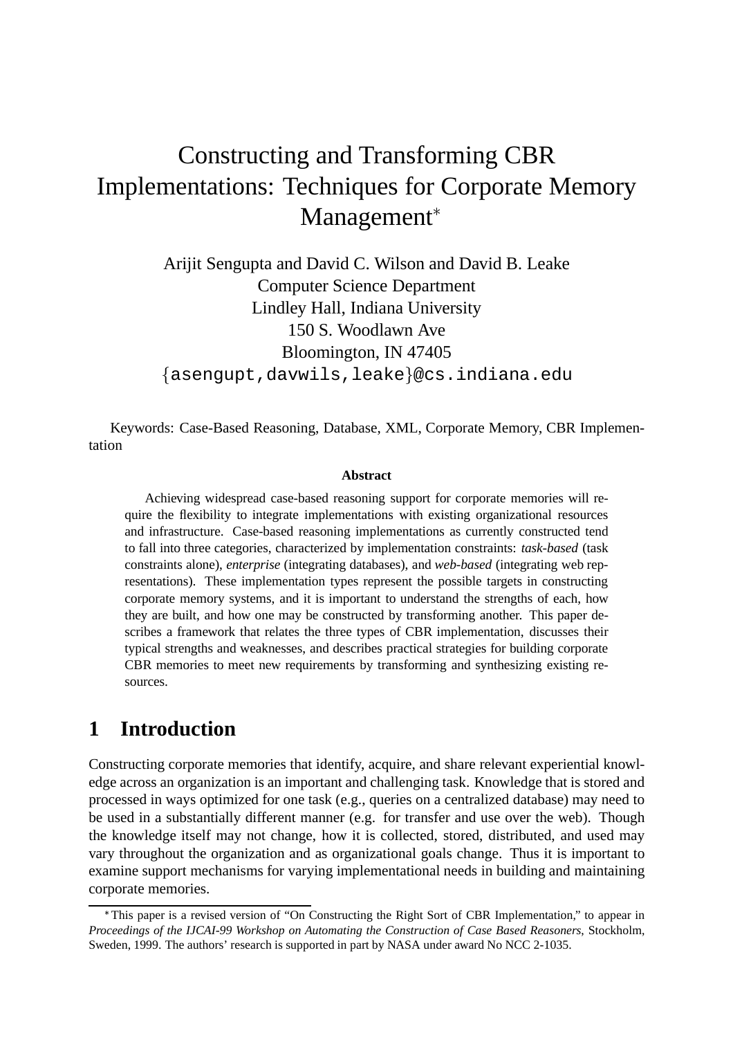# Constructing and Transforming CBR Implementations: Techniques for Corporate Memory Management*

Arijit Sengupta and David C. Wilson and David B. Leake
Computer Science Department
Lindley Hall, Indiana University
150 S. Woodlawn Ave
Bloomington, IN 47405
{asengupt,davwils,leake}@cs.indiana.edu

Keywords: Case-Based Reasoning, Database, XML, Corporate Memory, CBR Implementation

**Abstract**

Achieving widespread case-based reasoning support for corporate memories will require the flexibility to integrate implementations with existing organizational resources and infrastructure. Case-based reasoning implementations as currently constructed tend to fall into three categories, characterized by implementation constraints: *task-based* (task constraints alone), *enterprise* (integrating databases), and *web-based* (integrating web representations). These implementation types represent the possible targets in constructing corporate memory systems, and it is important to understand the strengths of each, how they are built, and how one may be constructed by transforming another. This paper describes a framework that relates the three types of CBR implementation, discusses their typical strengths and weaknesses, and describes practical strategies for building corporate CBR memories to meet new requirements by transforming and synthesizing existing resources.

## 1 Introduction

Constructing corporate memories that identify, acquire, and share relevant experiential knowledge across an organization is an important and challenging task. Knowledge that is stored and processed in ways optimized for one task (e.g., queries on a centralized database) may need to be used in a substantially different manner (e.g. for transfer and use over the web). Though the knowledge itself may not change, how it is collected, stored, distributed, and used may vary throughout the organization and as organizational goals change. Thus it is important to examine support mechanisms for varying implementational needs in building and maintaining corporate memories.

*This paper is a revised version of "On Constructing the Right Sort of CBR Implementation," to appear in *Proceedings of the IJCAI-99 Workshop on Automating the Construction of Case Based Reasoners*, Stockholm, Sweden, 1999. The authors' research is supported in part by NASA under award No NCC 2-1035.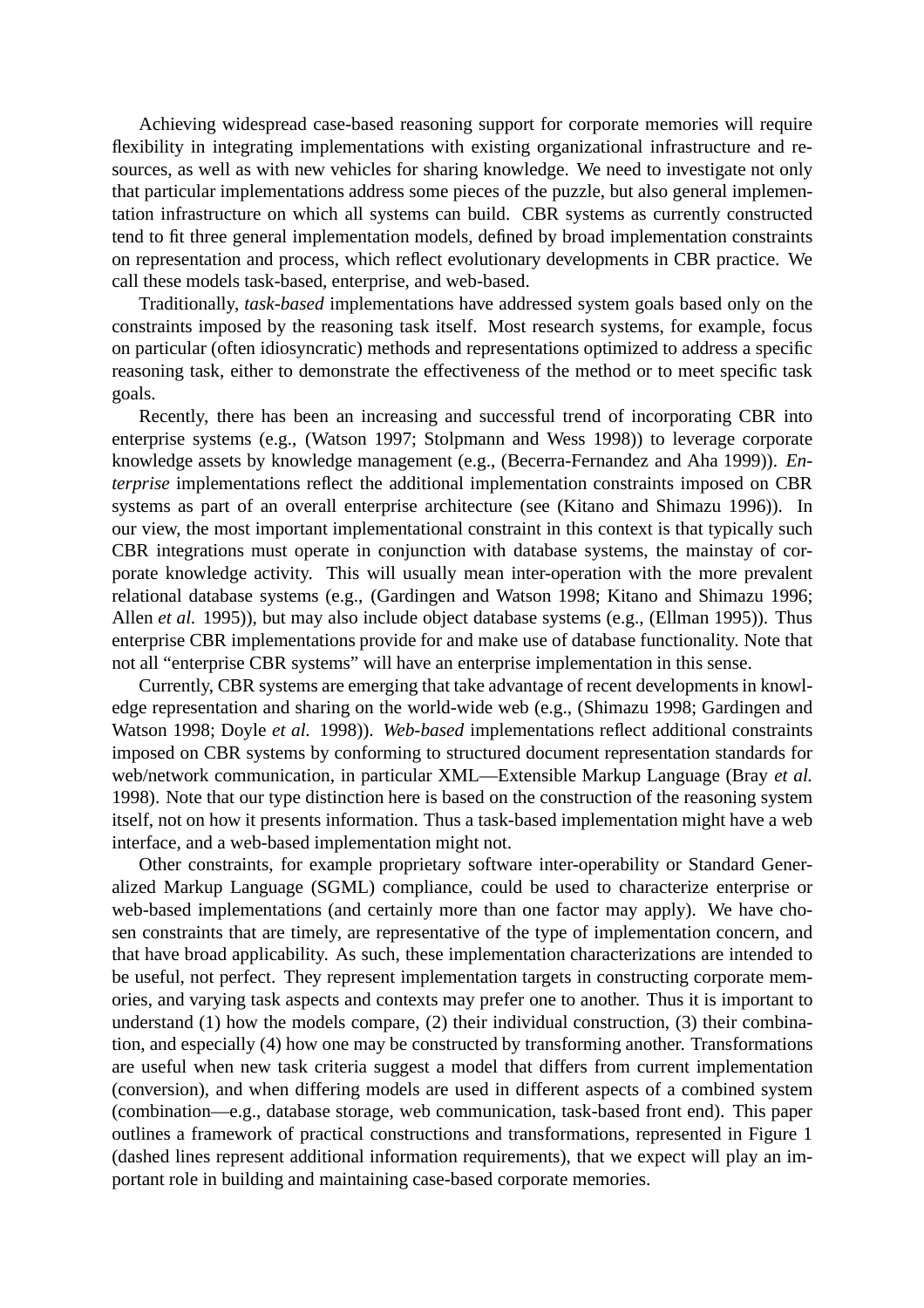Achieving widespread case-based reasoning support for corporate memories will require flexibility in integrating implementations with existing organizational infrastructure and resources, as well as with new vehicles for sharing knowledge. We need to investigate not only that particular implementations address some pieces of the puzzle, but also general implementation infrastructure on which all systems can build. CBR systems as currently constructed tend to fit three general implementation models, defined by broad implementation constraints on representation and process, which reflect evolutionary developments in CBR practice. We call these models task-based, enterprise, and web-based.

Traditionally, *task-based* implementations have addressed system goals based only on the constraints imposed by the reasoning task itself. Most research systems, for example, focus on particular (often idiosyncratic) methods and representations optimized to address a specific reasoning task, either to demonstrate the effectiveness of the method or to meet specific task goals.

Recently, there has been an increasing and successful trend of incorporating CBR into enterprise systems (e.g., (Watson 1997; Stolpmann and Wess 1998)) to leverage corporate knowledge assets by knowledge management (e.g., (Becerra-Fernandez and Aha 1999)). *Enterprise* implementations reflect the additional implementation constraints imposed on CBR systems as part of an overall enterprise architecture (see (Kitano and Shimazu 1996)). In our view, the most important implementational constraint in this context is that typically such CBR integrations must operate in conjunction with database systems, the mainstay of corporate knowledge activity. This will usually mean inter-operation with the more prevalent relational database systems (e.g., (Gardingen and Watson 1998; Kitano and Shimazu 1996; Allen *et al.* 1995)), but may also include object database systems (e.g., (Ellman 1995)). Thus enterprise CBR implementations provide for and make use of database functionality. Note that not all "enterprise CBR systems" will have an enterprise implementation in this sense.

Currently, CBR systems are emerging that take advantage of recent developments in knowledge representation and sharing on the world-wide web (e.g., (Shimazu 1998; Gardingen and Watson 1998; Doyle *et al.* 1998)). *Web-based* implementations reflect additional constraints imposed on CBR systems by conforming to structured document representation standards for web/network communication, in particular XML—Extensible Markup Language (Bray *et al.* 1998). Note that our type distinction here is based on the construction of the reasoning system itself, not on how it presents information. Thus a task-based implementation might have a web interface, and a web-based implementation might not.

Other constraints, for example proprietary software inter-operability or Standard Generalized Markup Language (SGML) compliance, could be used to characterize enterprise or web-based implementations (and certainly more than one factor may apply). We have chosen constraints that are timely, are representative of the type of implementation concern, and that have broad applicability. As such, these implementation characterizations are intended to be useful, not perfect. They represent implementation targets in constructing corporate memories, and varying task aspects and contexts may prefer one to another. Thus it is important to understand (1) how the models compare, (2) their individual construction, (3) their combination, and especially (4) how one may be constructed by transforming another. Transformations are useful when new task criteria suggest a model that differs from current implementation (conversion), and when differing models are used in different aspects of a combined system (combination—e.g., database storage, web communication, task-based front end). This paper outlines a framework of practical constructions and transformations, represented in Figure 1 (dashed lines represent additional information requirements), that we expect will play an important role in building and maintaining case-based corporate memories.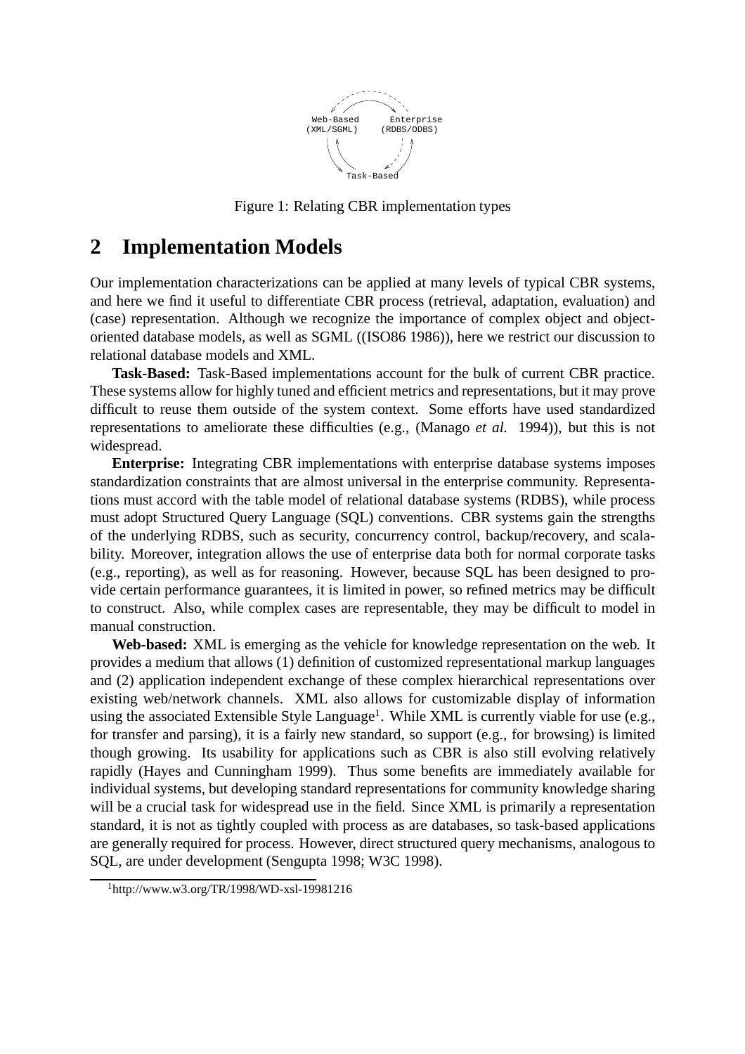Web-Based (XML/SGML) — Enterprise (RDBS/ODBS) — Task-Based

Figure 1: Relating CBR implementation types

## 2 Implementation Models

Our implementation characterizations can be applied at many levels of typical CBR systems, and here we find it useful to differentiate CBR process (retrieval, adaptation, evaluation) and (case) representation. Although we recognize the importance of complex object and object-oriented database models, as well as SGML ((ISO86 1986)), here we restrict our discussion to relational database models and XML.

**Task-Based:** Task-Based implementations account for the bulk of current CBR practice. These systems allow for highly tuned and efficient metrics and representations, but it may prove difficult to reuse them outside of the system context. Some efforts have used standardized representations to ameliorate these difficulties (e.g., (Manago *et al.* 1994)), but this is not widespread.

**Enterprise:** Integrating CBR implementations with enterprise database systems imposes standardization constraints that are almost universal in the enterprise community. Representations must accord with the table model of relational database systems (RDBS), while process must adopt Structured Query Language (SQL) conventions. CBR systems gain the strengths of the underlying RDBS, such as security, concurrency control, backup/recovery, and scalability. Moreover, integration allows the use of enterprise data both for normal corporate tasks (e.g., reporting), as well as for reasoning. However, because SQL has been designed to provide certain performance guarantees, it is limited in power, so refined metrics may be difficult to construct. Also, while complex cases are representable, they may be difficult to model in manual construction.

**Web-based:** XML is emerging as the vehicle for knowledge representation on the web. It provides a medium that allows (1) definition of customized representational markup languages and (2) application independent exchange of these complex hierarchical representations over existing web/network channels. XML also allows for customizable display of information using the associated Extensible Style Language[1]. While XML is currently viable for use (e.g., for transfer and parsing), it is a fairly new standard, so support (e.g., for browsing) is limited though growing. Its usability for applications such as CBR is also still evolving relatively rapidly (Hayes and Cunningham 1999). Thus some benefits are immediately available for individual systems, but developing standard representations for community knowledge sharing will be a crucial task for widespread use in the field. Since XML is primarily a representation standard, it is not as tightly coupled with process as are databases, so task-based applications are generally required for process. However, direct structured query mechanisms, analogous to SQL, are under development (Sengupta 1998; W3C 1998).

[1] http://www.w3.org/TR/1998/WD-xsl-19981216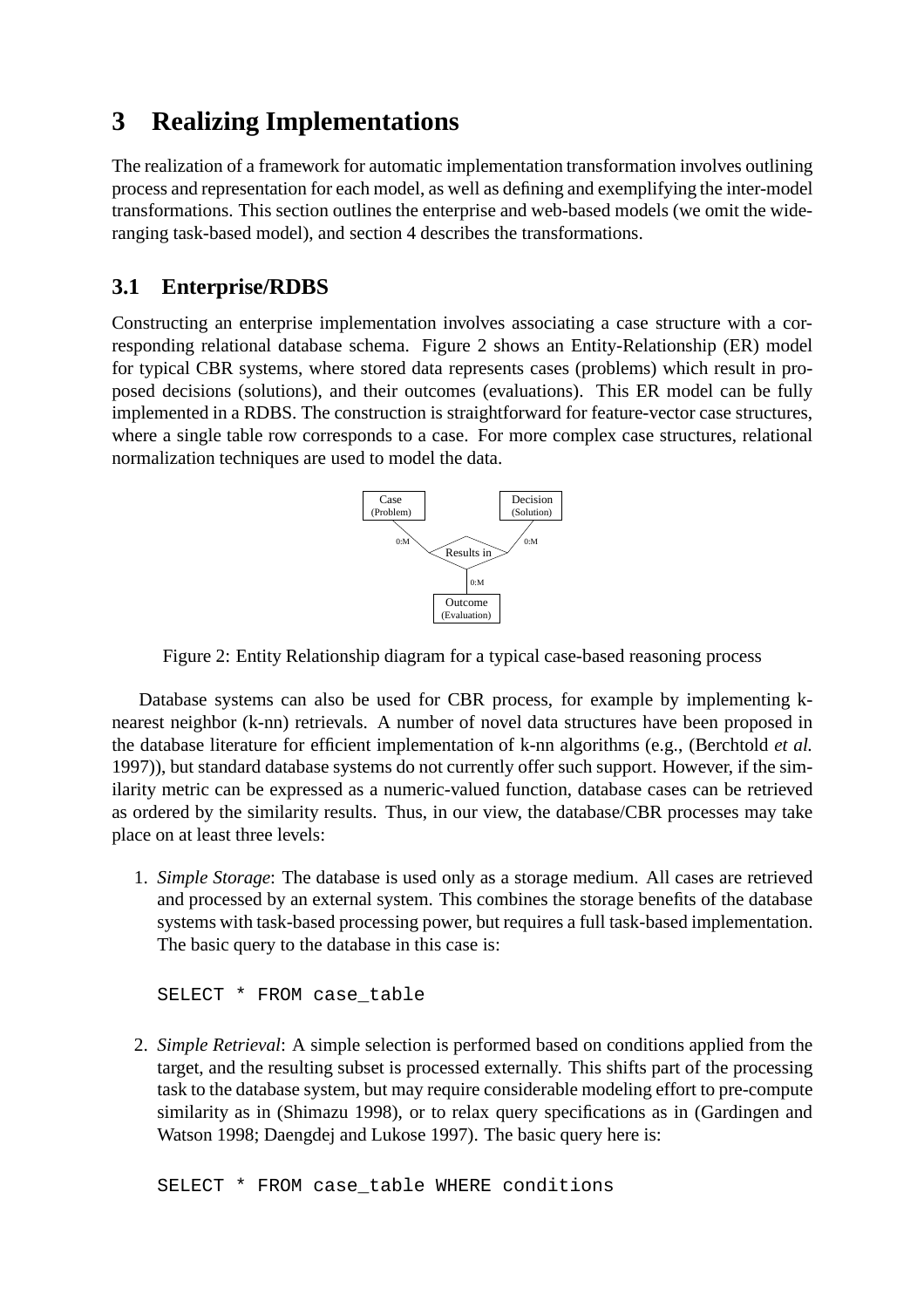# 3 Realizing Implementations

The realization of a framework for automatic implementation transformation involves outlining process and representation for each model, as well as defining and exemplifying the inter-model transformations. This section outlines the enterprise and web-based models (we omit the wide-ranging task-based model), and section 4 describes the transformations.

## 3.1 Enterprise/RDBS

Constructing an enterprise implementation involves associating a case structure with a corresponding relational database schema. Figure 2 shows an Entity-Relationship (ER) model for typical CBR systems, where stored data represents cases (problems) which result in proposed decisions (solutions), and their outcomes (evaluations). This ER model can be fully implemented in a RDBS. The construction is straightforward for feature-vector case structures, where a single table row corresponds to a case. For more complex case structures, relational normalization techniques are used to model the data.

Figure 2: Entity Relationship diagram for a typical case-based reasoning process

Database systems can also be used for CBR process, for example by implementing k-nearest neighbor (k-nn) retrievals. A number of novel data structures have been proposed in the database literature for efficient implementation of k-nn algorithms (e.g., (Berchtold *et al.* 1997)), but standard database systems do not currently offer such support. However, if the similarity metric can be expressed as a numeric-valued function, database cases can be retrieved as ordered by the similarity results. Thus, in our view, the database/CBR processes may take place on at least three levels:

1. *Simple Storage*: The database is used only as a storage medium. All cases are retrieved and processed by an external system. This combines the storage benefits of the database systems with task-based processing power, but requires a full task-based implementation. The basic query to the database in this case is:

```
SELECT * FROM case_table
```

2. *Simple Retrieval*: A simple selection is performed based on conditions applied from the target, and the resulting subset is processed externally. This shifts part of the processing task to the database system, but may require considerable modeling effort to pre-compute similarity as in (Shimazu 1998), or to relax query specifications as in (Gardingen and Watson 1998; Daengdej and Lukose 1997). The basic query here is:

```
SELECT * FROM case_table WHERE conditions
```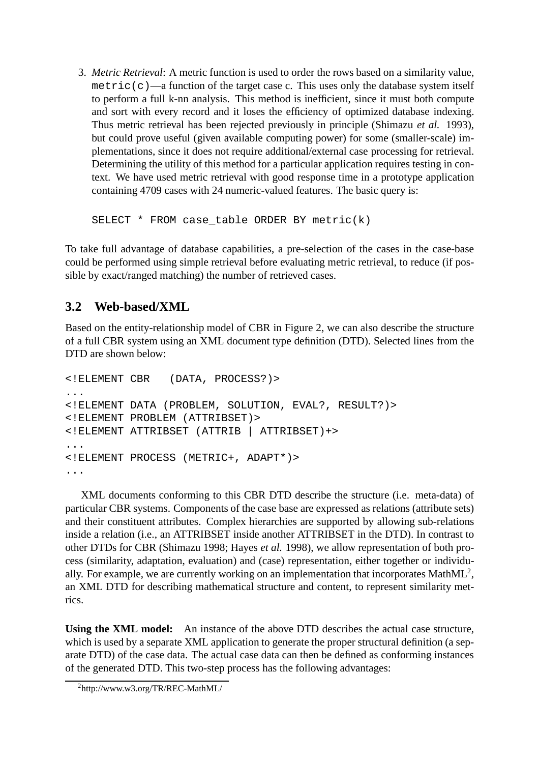3. *Metric Retrieval*: A metric function is used to order the rows based on a similarity value, `metric(c)`—a function of the target case c. This uses only the database system itself to perform a full k-nn analysis. This method is inefficient, since it must both compute and sort with every record and it loses the efficiency of optimized database indexing. Thus metric retrieval has been rejected previously in principle (Shimazu *et al.* 1993), but could prove useful (given available computing power) for some (smaller-scale) implementations, since it does not require additional/external case processing for retrieval. Determining the utility of this method for a particular application requires testing in context. We have used metric retrieval with good response time in a prototype application containing 4709 cases with 24 numeric-valued features. The basic query is:

```
SELECT * FROM case_table ORDER BY metric(k)
```

To take full advantage of database capabilities, a pre-selection of the cases in the case-base could be performed using simple retrieval before evaluating metric retrieval, to reduce (if possible by exact/ranged matching) the number of retrieved cases.

## 3.2 Web-based/XML

Based on the entity-relationship model of CBR in Figure 2, we can also describe the structure of a full CBR system using an XML document type definition (DTD). Selected lines from the DTD are shown below:

```
<!ELEMENT CBR   (DATA, PROCESS?)>
...
<!ELEMENT DATA (PROBLEM, SOLUTION, EVAL?, RESULT?)>
<!ELEMENT PROBLEM (ATTRIBSET)>
<!ELEMENT ATTRIBSET (ATTRIB | ATTRIBSET)+>
...
<!ELEMENT PROCESS (METRIC+, ADAPT*)>
...
```

XML documents conforming to this CBR DTD describe the structure (i.e. meta-data) of particular CBR systems. Components of the case base are expressed as relations (attribute sets) and their constituent attributes. Complex hierarchies are supported by allowing sub-relations inside a relation (i.e., an ATTRIBSET inside another ATTRIBSET in the DTD). In contrast to other DTDs for CBR (Shimazu 1998; Hayes *et al.* 1998), we allow representation of both process (similarity, adaptation, evaluation) and (case) representation, either together or individually. For example, we are currently working on an implementation that incorporates MathML[2], an XML DTD for describing mathematical structure and content, to represent similarity metrics.

**Using the XML model:** An instance of the above DTD describes the actual case structure, which is used by a separate XML application to generate the proper structural definition (a separate DTD) of the case data. The actual case data can then be defined as conforming instances of the generated DTD. This two-step process has the following advantages:

[2] http://www.w3.org/TR/REC-MathML/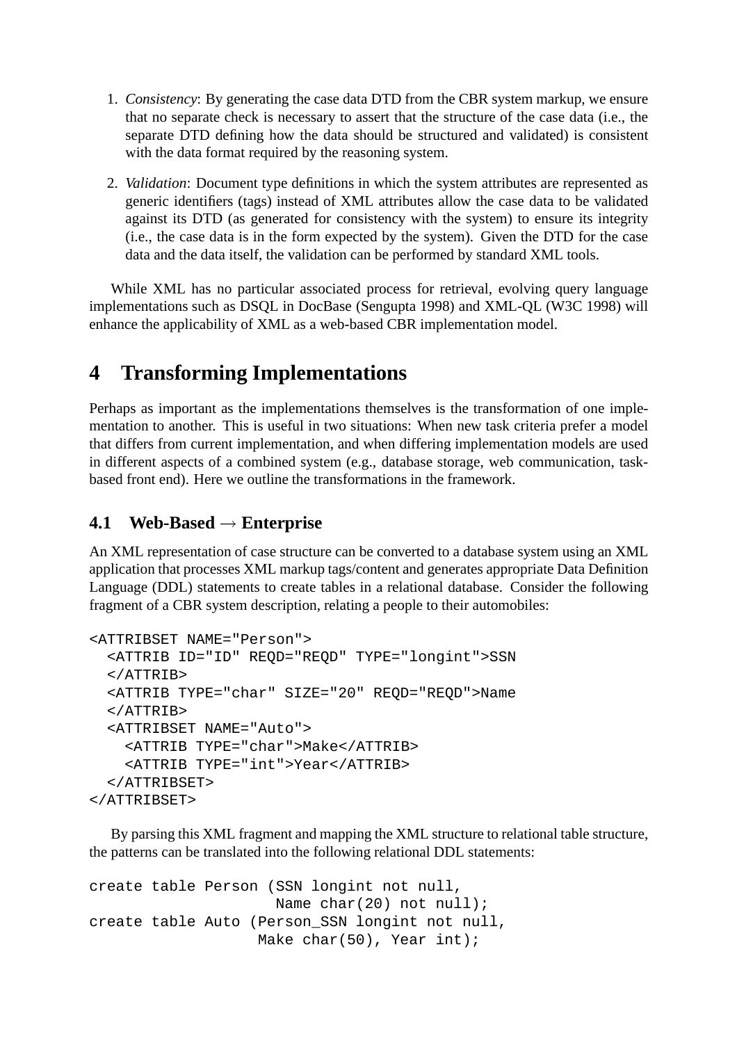1. *Consistency*: By generating the case data DTD from the CBR system markup, we ensure that no separate check is necessary to assert that the structure of the case data (i.e., the separate DTD defining how the data should be structured and validated) is consistent with the data format required by the reasoning system.

2. *Validation*: Document type definitions in which the system attributes are represented as generic identifiers (tags) instead of XML attributes allow the case data to be validated against its DTD (as generated for consistency with the system) to ensure its integrity (i.e., the case data is in the form expected by the system). Given the DTD for the case data and the data itself, the validation can be performed by standard XML tools.

While XML has no particular associated process for retrieval, evolving query language implementations such as DSQL in DocBase (Sengupta 1998) and XML-QL (W3C 1998) will enhance the applicability of XML as a web-based CBR implementation model.

# 4 Transforming Implementations

Perhaps as important as the implementations themselves is the transformation of one implementation to another. This is useful in two situations: When new task criteria prefer a model that differs from current implementation, and when differing implementation models are used in different aspects of a combined system (e.g., database storage, web communication, task-based front end). Here we outline the transformations in the framework.

## 4.1 Web-Based → Enterprise

An XML representation of case structure can be converted to a database system using an XML application that processes XML markup tags/content and generates appropriate Data Definition Language (DDL) statements to create tables in a relational database. Consider the following fragment of a CBR system description, relating a people to their automobiles:

```
<ATTRIBSET NAME="Person">
  <ATTRIB ID="ID" REQD="REQD" TYPE="longint">SSN
  </ATTRIB>
  <ATTRIB TYPE="char" SIZE="20" REQD="REQD">Name
  </ATTRIB>
  <ATTRIBSET NAME="Auto">
    <ATTRIB TYPE="char">Make</ATTRIB>
    <ATTRIB TYPE="int">Year</ATTRIB>
  </ATTRIBSET>
</ATTRIBSET>
```

By parsing this XML fragment and mapping the XML structure to relational table structure, the patterns can be translated into the following relational DDL statements:

```
create table Person (SSN longint not null,
                     Name char(20) not null);
create table Auto (Person_SSN longint not null,
                   Make char(50), Year int);
```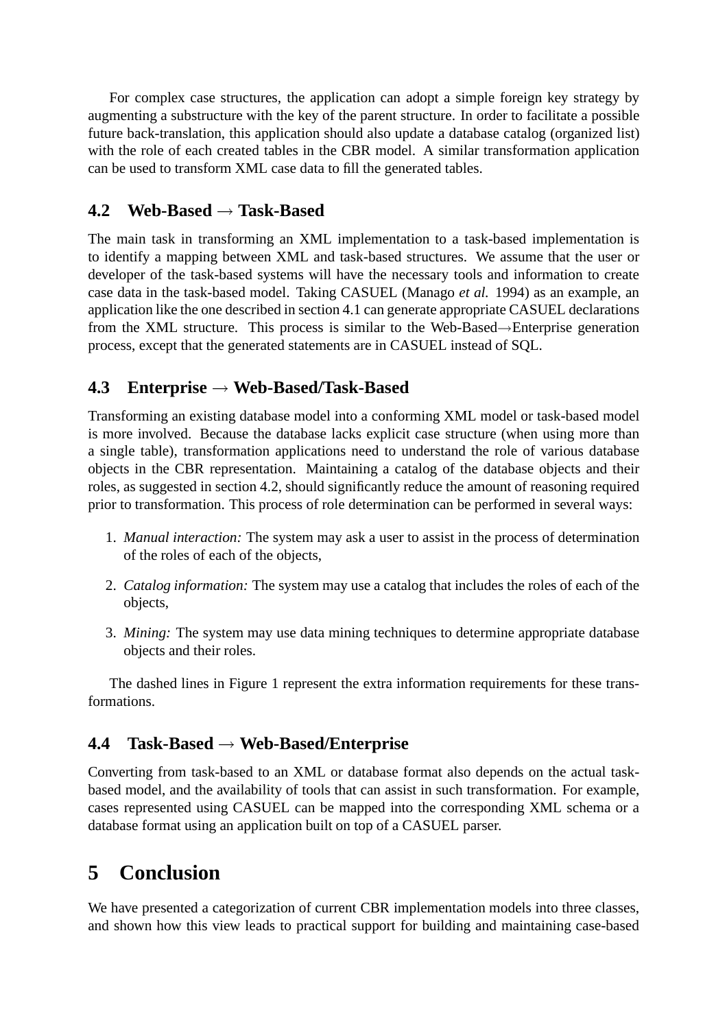For complex case structures, the application can adopt a simple foreign key strategy by augmenting a substructure with the key of the parent structure. In order to facilitate a possible future back-translation, this application should also update a database catalog (organized list) with the role of each created tables in the CBR model. A similar transformation application can be used to transform XML case data to fill the generated tables.

## 4.2 Web-Based → Task-Based

The main task in transforming an XML implementation to a task-based implementation is to identify a mapping between XML and task-based structures. We assume that the user or developer of the task-based systems will have the necessary tools and information to create case data in the task-based model. Taking CASUEL (Manago *et al.* 1994) as an example, an application like the one described in section 4.1 can generate appropriate CASUEL declarations from the XML structure. This process is similar to the Web-Based→Enterprise generation process, except that the generated statements are in CASUEL instead of SQL.

## 4.3 Enterprise → Web-Based/Task-Based

Transforming an existing database model into a conforming XML model or task-based model is more involved. Because the database lacks explicit case structure (when using more than a single table), transformation applications need to understand the role of various database objects in the CBR representation. Maintaining a catalog of the database objects and their roles, as suggested in section 4.2, should significantly reduce the amount of reasoning required prior to transformation. This process of role determination can be performed in several ways:

1. *Manual interaction:* The system may ask a user to assist in the process of determination of the roles of each of the objects,
2. *Catalog information:* The system may use a catalog that includes the roles of each of the objects,
3. *Mining:* The system may use data mining techniques to determine appropriate database objects and their roles.

The dashed lines in Figure 1 represent the extra information requirements for these transformations.

## 4.4 Task-Based → Web-Based/Enterprise

Converting from task-based to an XML or database format also depends on the actual task-based model, and the availability of tools that can assist in such transformation. For example, cases represented using CASUEL can be mapped into the corresponding XML schema or a database format using an application built on top of a CASUEL parser.

# 5 Conclusion

We have presented a categorization of current CBR implementation models into three classes, and shown how this view leads to practical support for building and maintaining case-based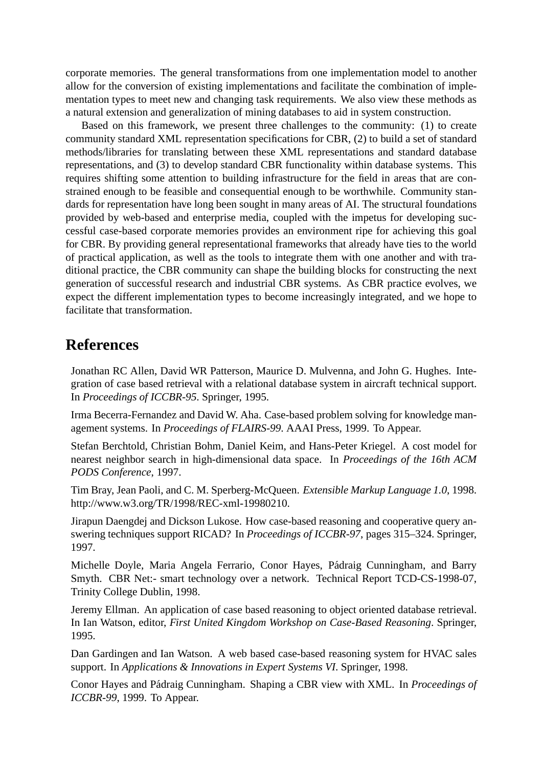corporate memories. The general transformations from one implementation model to another allow for the conversion of existing implementations and facilitate the combination of implementation types to meet new and changing task requirements. We also view these methods as a natural extension and generalization of mining databases to aid in system construction.

Based on this framework, we present three challenges to the community: (1) to create community standard XML representation specifications for CBR, (2) to build a set of standard methods/libraries for translating between these XML representations and standard database representations, and (3) to develop standard CBR functionality within database systems. This requires shifting some attention to building infrastructure for the field in areas that are constrained enough to be feasible and consequential enough to be worthwhile. Community standards for representation have long been sought in many areas of AI. The structural foundations provided by web-based and enterprise media, coupled with the impetus for developing successful case-based corporate memories provides an environment ripe for achieving this goal for CBR. By providing general representational frameworks that already have ties to the world of practical application, as well as the tools to integrate them with one another and with traditional practice, the CBR community can shape the building blocks for constructing the next generation of successful research and industrial CBR systems. As CBR practice evolves, we expect the different implementation types to become increasingly integrated, and we hope to facilitate that transformation.

# References

Jonathan RC Allen, David WR Patterson, Maurice D. Mulvenna, and John G. Hughes. Integration of case based retrieval with a relational database system in aircraft technical support. In *Proceedings of ICCBR-95*. Springer, 1995.

Irma Becerra-Fernandez and David W. Aha. Case-based problem solving for knowledge management systems. In *Proceedings of FLAIRS-99*. AAAI Press, 1999. To Appear.

Stefan Berchtold, Christian Bohm, Daniel Keim, and Hans-Peter Kriegel. A cost model for nearest neighbor search in high-dimensional data space. In *Proceedings of the 16th ACM PODS Conference*, 1997.

Tim Bray, Jean Paoli, and C. M. Sperberg-McQueen. *Extensible Markup Language 1.0*, 1998. http://www.w3.org/TR/1998/REC-xml-19980210.

Jirapun Daengdej and Dickson Lukose. How case-based reasoning and cooperative query answering techniques support RICAD? In *Proceedings of ICCBR-97*, pages 315–324. Springer, 1997.

Michelle Doyle, Maria Angela Ferrario, Conor Hayes, Pádraig Cunningham, and Barry Smyth. CBR Net:- smart technology over a network. Technical Report TCD-CS-1998-07, Trinity College Dublin, 1998.

Jeremy Ellman. An application of case based reasoning to object oriented database retrieval. In Ian Watson, editor, *First United Kingdom Workshop on Case-Based Reasoning*. Springer, 1995.

Dan Gardingen and Ian Watson. A web based case-based reasoning system for HVAC sales support. In *Applications & Innovations in Expert Systems VI*. Springer, 1998.

Conor Hayes and Pádraig Cunningham. Shaping a CBR view with XML. In *Proceedings of ICCBR-99*, 1999. To Appear.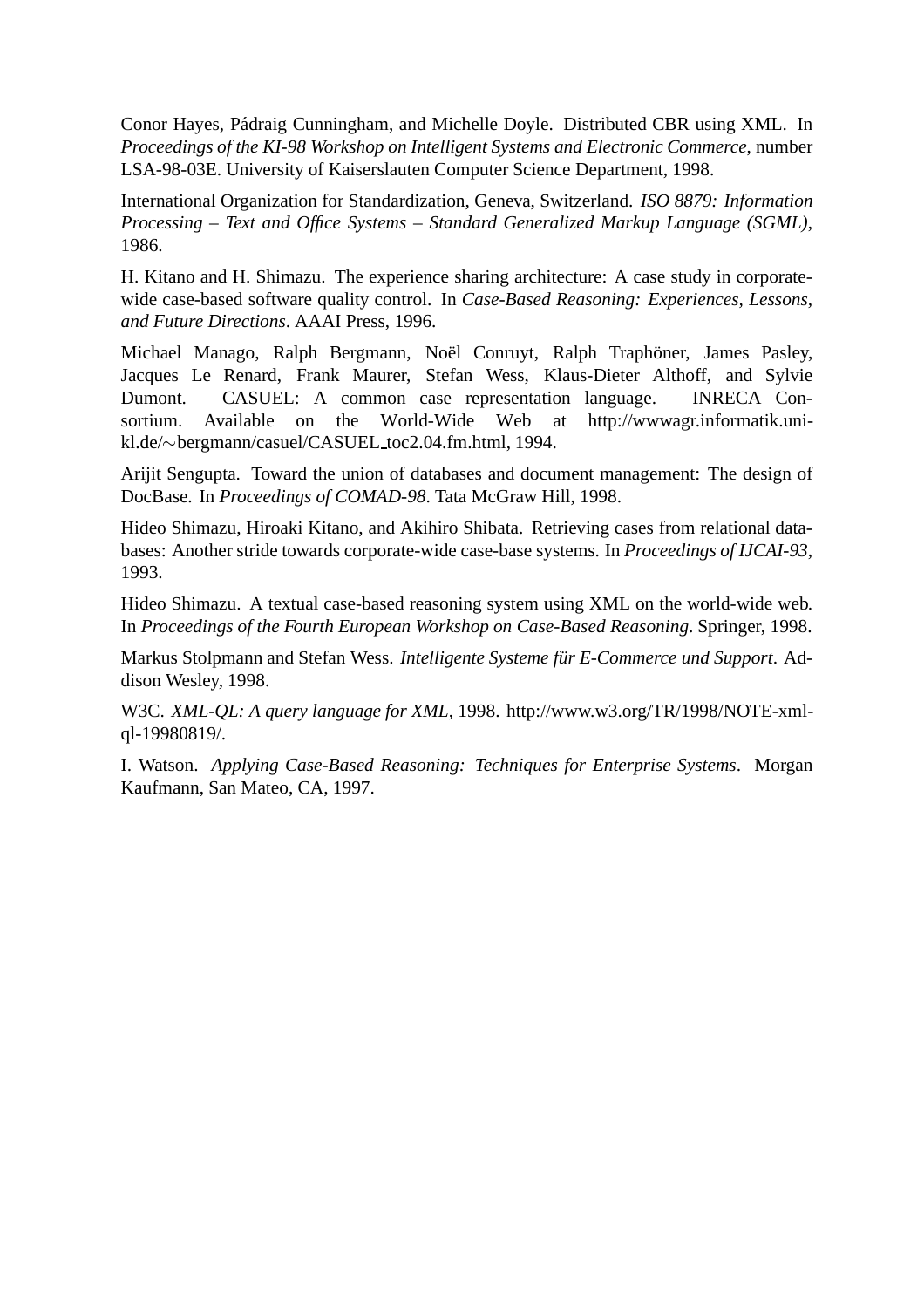Conor Hayes, Pádraig Cunningham, and Michelle Doyle. Distributed CBR using XML. In *Proceedings of the KI-98 Workshop on Intelligent Systems and Electronic Commerce*, number LSA-98-03E. University of Kaiserslauten Computer Science Department, 1998.

International Organization for Standardization, Geneva, Switzerland. *ISO 8879: Information Processing – Text and Office Systems – Standard Generalized Markup Language (SGML)*, 1986.

H. Kitano and H. Shimazu. The experience sharing architecture: A case study in corporate-wide case-based software quality control. In *Case-Based Reasoning: Experiences, Lessons, and Future Directions*. AAAI Press, 1996.

Michael Manago, Ralph Bergmann, Noël Conruyt, Ralph Traphöner, James Pasley, Jacques Le Renard, Frank Maurer, Stefan Wess, Klaus-Dieter Althoff, and Sylvie Dumont. CASUEL: A common case representation language. INRECA Consortium. Available on the World-Wide Web at http://wwwagr.informatik.uni-kl.de/∼bergmann/casuel/CASUEL_toc2.04.fm.html, 1994.

Arijit Sengupta. Toward the union of databases and document management: The design of DocBase. In *Proceedings of COMAD-98*. Tata McGraw Hill, 1998.

Hideo Shimazu, Hiroaki Kitano, and Akihiro Shibata. Retrieving cases from relational databases: Another stride towards corporate-wide case-base systems. In *Proceedings of IJCAI-93*, 1993.

Hideo Shimazu. A textual case-based reasoning system using XML on the world-wide web. In *Proceedings of the Fourth European Workshop on Case-Based Reasoning*. Springer, 1998.

Markus Stolpmann and Stefan Wess. *Intelligente Systeme für E-Commerce und Support*. Addison Wesley, 1998.

W3C. *XML-QL: A query language for XML*, 1998. http://www.w3.org/TR/1998/NOTE-xml-ql-19980819/.

I. Watson. *Applying Case-Based Reasoning: Techniques for Enterprise Systems*. Morgan Kaufmann, San Mateo, CA, 1997.